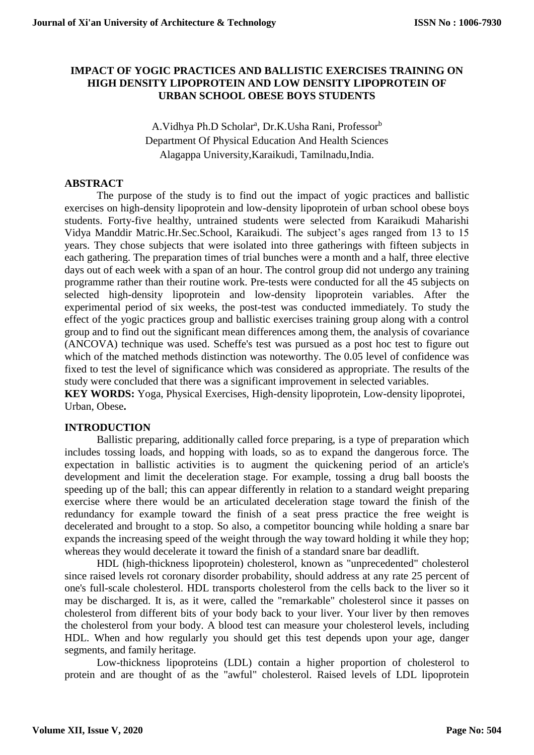# IMPACT OF YOGIC PRACTICES AND BALLISTIC EXERCISES TRAINING ON HIGH DENSITY LIPOPROTEIN AND LOW DENSITY LIPOPROTEIN OF URBAN SCHOOL OBESE BOYS STUDENTS

A.Vidhya Ph.D Scholar[a], Dr.K.Usha Rani, Professor[b]
Department Of Physical Education And Health Sciences
Alagappa University,Karaikudi, Tamilnadu,India.

## ABSTRACT

The purpose of the study is to find out the impact of yogic practices and ballistic exercises on high-density lipoprotein and low-density lipoprotein of urban school obese boys students. Forty-five healthy, untrained students were selected from Karaikudi Maharishi Vidya Manddir Matric.Hr.Sec.School, Karaikudi. The subject's ages ranged from 13 to 15 years. They chose subjects that were isolated into three gatherings with fifteen subjects in each gathering. The preparation times of trial bunches were a month and a half, three elective days out of each week with a span of an hour. The control group did not undergo any training programme rather than their routine work. Pre-tests were conducted for all the 45 subjects on selected high-density lipoprotein and low-density lipoprotein variables. After the experimental period of six weeks, the post-test was conducted immediately. To study the effect of the yogic practices group and ballistic exercises training group along with a control group and to find out the significant mean differences among them, the analysis of covariance (ANCOVA) technique was used. Scheffe's test was pursued as a post hoc test to figure out which of the matched methods distinction was noteworthy. The 0.05 level of confidence was fixed to test the level of significance which was considered as appropriate. The results of the study were concluded that there was a significant improvement in selected variables.

**KEY WORDS:** Yoga, Physical Exercises, High-density lipoprotein, Low-density lipoprotei, Urban, Obese**.**

## INTRODUCTION

Ballistic preparing, additionally called force preparing, is a type of preparation which includes tossing loads, and hopping with loads, so as to expand the dangerous force. The expectation in ballistic activities is to augment the quickening period of an article's development and limit the deceleration stage. For example, tossing a drug ball boosts the speeding up of the ball; this can appear differently in relation to a standard weight preparing exercise where there would be an articulated deceleration stage toward the finish of the redundancy for example toward the finish of a seat press practice the free weight is decelerated and brought to a stop. So also, a competitor bouncing while holding a snare bar expands the increasing speed of the weight through the way toward holding it while they hop; whereas they would decelerate it toward the finish of a standard snare bar deadlift.

HDL (high-thickness lipoprotein) cholesterol, known as "unprecedented" cholesterol since raised levels rot coronary disorder probability, should address at any rate 25 percent of one's full-scale cholesterol. HDL transports cholesterol from the cells back to the liver so it may be discharged. It is, as it were, called the "remarkable" cholesterol since it passes on cholesterol from different bits of your body back to your liver. Your liver by then removes the cholesterol from your body. A blood test can measure your cholesterol levels, including HDL. When and how regularly you should get this test depends upon your age, danger segments, and family heritage.

Low-thickness lipoproteins (LDL) contain a higher proportion of cholesterol to protein and are thought of as the "awful" cholesterol. Raised levels of LDL lipoprotein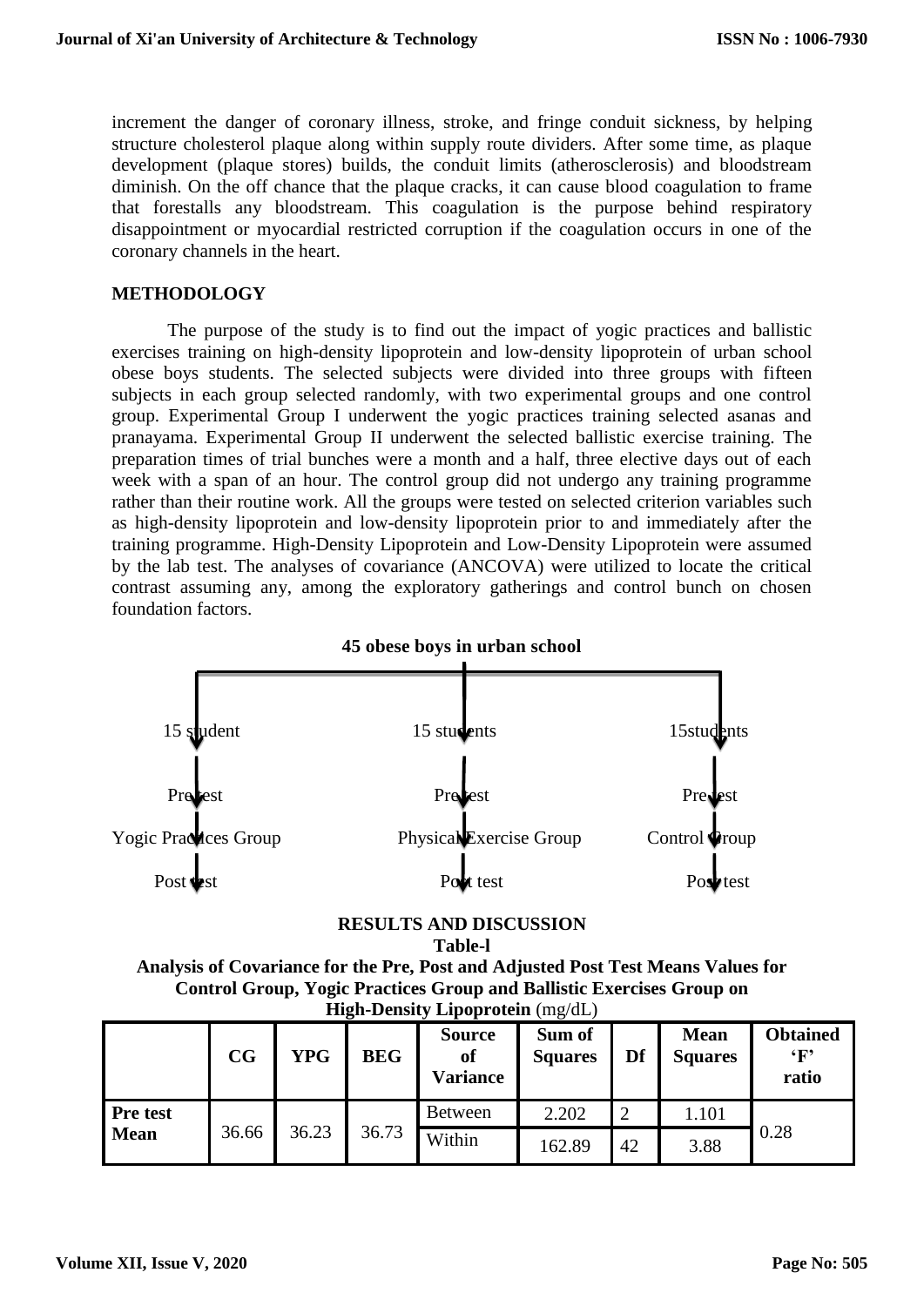increment the danger of coronary illness, stroke, and fringe conduit sickness, by helping structure cholesterol plaque along within supply route dividers. After some time, as plaque development (plaque stores) builds, the conduit limits (atherosclerosis) and bloodstream diminish. On the off chance that the plaque cracks, it can cause blood coagulation to frame that forestalls any bloodstream. This coagulation is the purpose behind respiratory disappointment or myocardial restricted corruption if the coagulation occurs in one of the coronary channels in the heart.

## METHODOLOGY

The purpose of the study is to find out the impact of yogic practices and ballistic exercises training on high-density lipoprotein and low-density lipoprotein of urban school obese boys students. The selected subjects were divided into three groups with fifteen subjects in each group selected randomly, with two experimental groups and one control group. Experimental Group I underwent the yogic practices training selected asanas and pranayama. Experimental Group II underwent the selected ballistic exercise training. The preparation times of trial bunches were a month and a half, three elective days out of each week with a span of an hour. The control group did not undergo any training programme rather than their routine work. All the groups were tested on selected criterion variables such as high-density lipoprotein and low-density lipoprotein prior to and immediately after the training programme. High-Density Lipoprotein and Low-Density Lipoprotein were assumed by the lab test. The analyses of covariance (ANCOVA) were utilized to locate the critical contrast assuming any, among the exploratory gatherings and control bunch on chosen foundation factors.

**45 obese boys in urban school**

| 15 student | 15 students | 15students |
|---|---|---|
| Pre test | Pre test | Pre test |
| Yogic Practices Group | Physical Exercise Group | Control Group |
| Post test | Post test | Post test |

## RESULTS AND DISCUSSION

**Table-l**

**Analysis of Covariance for the Pre, Post and Adjusted Post Test Means Values for Control Group, Yogic Practices Group and Ballistic Exercises Group on High-Density Lipoprotein (mg/dL)**

| | CG | YPG | BEG | Source of Variance | Sum of Squares | Df | Mean Squares | Obtained 'F' ratio |
|---|---|---|---|---|---|---|---|---|
| Pre test Mean | 36.66 | 36.23 | 36.73 | Between | 2.202 | 2 | 1.101 | 0.28 |
| | | | | Within | 162.89 | 42 | 3.88 | |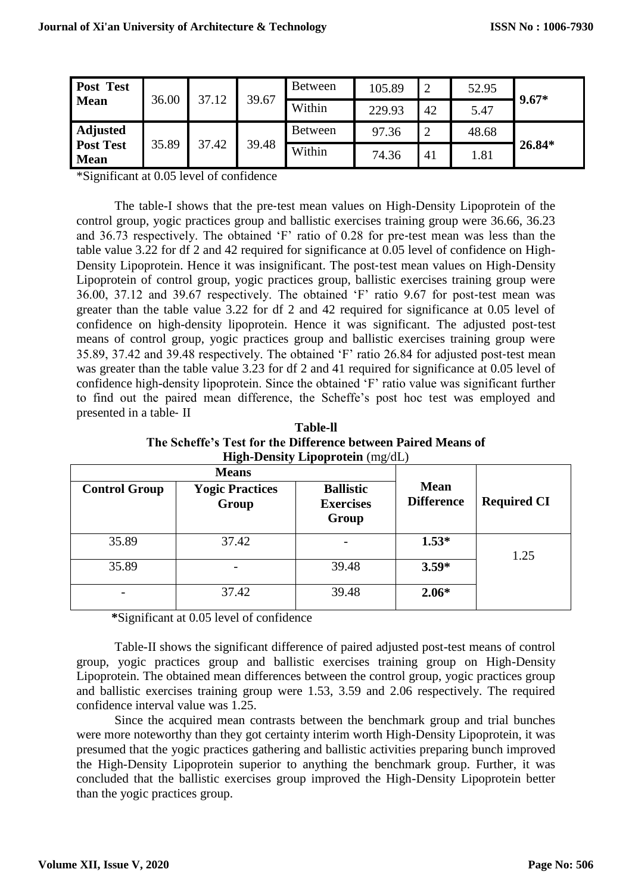| Post Test Mean | 36.00 | 37.12 | 39.67 | Between | 105.89 | 2 | 52.95 | 9.67* |
|---|---|---|---|---|---|---|---|---|
| | | | | Within | 229.93 | 42 | 5.47 | |
| **Adjusted Post Test Mean** | 35.89 | 37.42 | 39.48 | Between | 97.36 | 2 | 48.68 | **26.84*** |
| | | | | Within | 74.36 | 41 | 1.81 | |

*Significant at 0.05 level of confidence

The table-I shows that the pre-test mean values on High-Density Lipoprotein of the control group, yogic practices group and ballistic exercises training group were 36.66, 36.23 and 36.73 respectively. The obtained 'F' ratio of 0.28 for pre-test mean was less than the table value 3.22 for df 2 and 42 required for significance at 0.05 level of confidence on High-Density Lipoprotein. Hence it was insignificant. The post-test mean values on High-Density Lipoprotein of control group, yogic practices group, ballistic exercises training group were 36.00, 37.12 and 39.67 respectively. The obtained 'F' ratio 9.67 for post-test mean was greater than the table value 3.22 for df 2 and 42 required for significance at 0.05 level of confidence on high-density lipoprotein. Hence it was significant. The adjusted post-test means of control group, yogic practices group and ballistic exercises training group were 35.89, 37.42 and 39.48 respectively. The obtained 'F' ratio 26.84 for adjusted post-test mean was greater than the table value 3.23 for df 2 and 41 required for significance at 0.05 level of confidence high-density lipoprotein. Since the obtained 'F' ratio value was significant further to find out the paired mean difference, the Scheffe's post hoc test was employed and presented in a table- II

**Table-ll**
**The Scheffe's Test for the Difference between Paired Means of High-Density Lipoprotein** (mg/dL)

| Means | | | | |
|---|---|---|---|---|
| **Control Group** | **Yogic Practices Group** | **Ballistic Exercises Group** | **Mean Difference** | **Required CI** |
| 35.89 | 37.42 | - | **1.53*** | 1.25 |
| 35.89 | - | 39.48 | **3.59*** | |
| - | 37.42 | 39.48 | **2.06*** | |

**\***Significant at 0.05 level of confidence

Table-II shows the significant difference of paired adjusted post-test means of control group, yogic practices group and ballistic exercises training group on High-Density Lipoprotein. The obtained mean differences between the control group, yogic practices group and ballistic exercises training group were 1.53, 3.59 and 2.06 respectively. The required confidence interval value was 1.25.

Since the acquired mean contrasts between the benchmark group and trial bunches were more noteworthy than they got certainty interim worth High-Density Lipoprotein, it was presumed that the yogic practices gathering and ballistic activities preparing bunch improved the High-Density Lipoprotein superior to anything the benchmark group. Further, it was concluded that the ballistic exercises group improved the High-Density Lipoprotein better than the yogic practices group.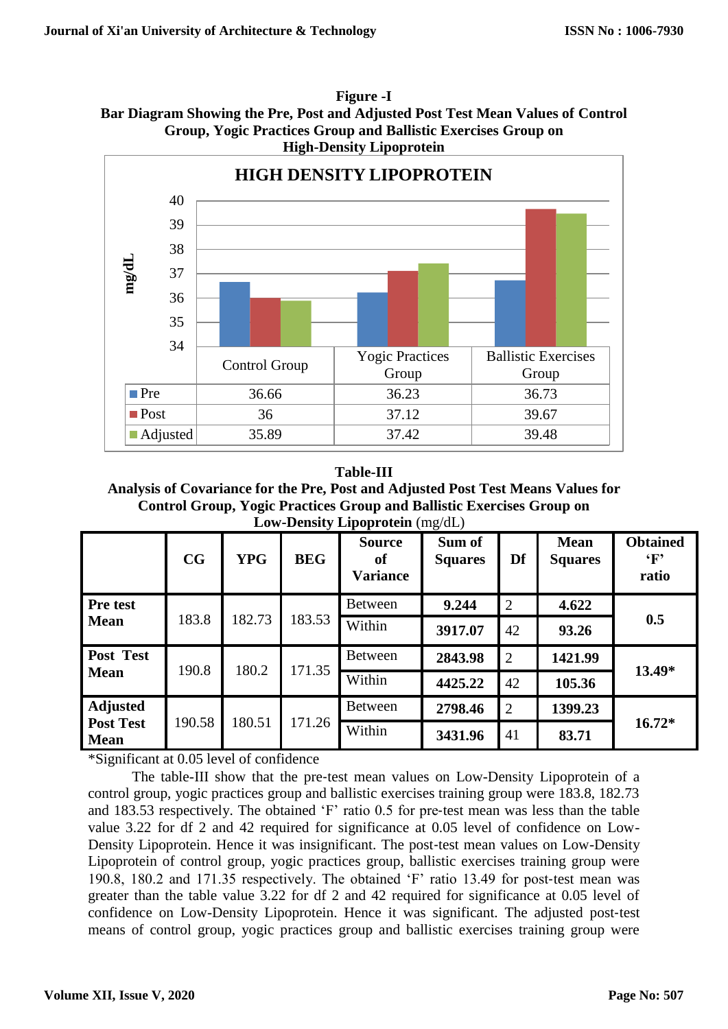**Figure -I**
**Bar Diagram Showing the Pre, Post and Adjusted Post Test Mean Values of Control Group, Yogic Practices Group and Ballistic Exercises Group on High-Density Lipoprotein**

**HIGH DENSITY LIPOPROTEIN**

| mg/dL | Control Group | Yogic Practices Group | Ballistic Exercises Group |
|---|---|---|---|
| Pre | 36.66 | 36.23 | 36.73 |
| Post | 36 | 37.12 | 39.67 |
| Adjusted | 35.89 | 37.42 | 39.48 |

**Table-III**
**Analysis of Covariance for the Pre, Post and Adjusted Post Test Means Values for Control Group, Yogic Practices Group and Ballistic Exercises Group on Low-Density Lipoprotein** (mg/dL)

| | CG | YPG | BEG | Source of Variance | Sum of Squares | Df | Mean Squares | Obtained 'F' ratio |
|---|---|---|---|---|---|---|---|---|
| **Pre test Mean** | 183.8 | 182.73 | 183.53 | Between | **9.244** | 2 | **4.622** | **0.5** |
| | | | | Within | **3917.07** | 42 | **93.26** | |
| **Post Test Mean** | 190.8 | 180.2 | 171.35 | Between | **2843.98** | 2 | **1421.99** | **13.49*** |
| | | | | Within | **4425.22** | 42 | **105.36** | |
| **Adjusted Post Test Mean** | 190.58 | 180.51 | 171.26 | Between | **2798.46** | 2 | **1399.23** | **16.72*** |
| | | | | Within | **3431.96** | 41 | **83.71** | |

*Significant at 0.05 level of confidence

The table-III show that the pre-test mean values on Low-Density Lipoprotein of a control group, yogic practices group and ballistic exercises training group were 183.8, 182.73 and 183.53 respectively. The obtained 'F' ratio 0.5 for pre-test mean was less than the table value 3.22 for df 2 and 42 required for significance at 0.05 level of confidence on Low-Density Lipoprotein. Hence it was insignificant. The post-test mean values on Low-Density Lipoprotein of control group, yogic practices group, ballistic exercises training group were 190.8, 180.2 and 171.35 respectively. The obtained 'F' ratio 13.49 for post-test mean was greater than the table value 3.22 for df 2 and 42 required for significance at 0.05 level of confidence on Low-Density Lipoprotein. Hence it was significant. The adjusted post-test means of control group, yogic practices group and ballistic exercises training group were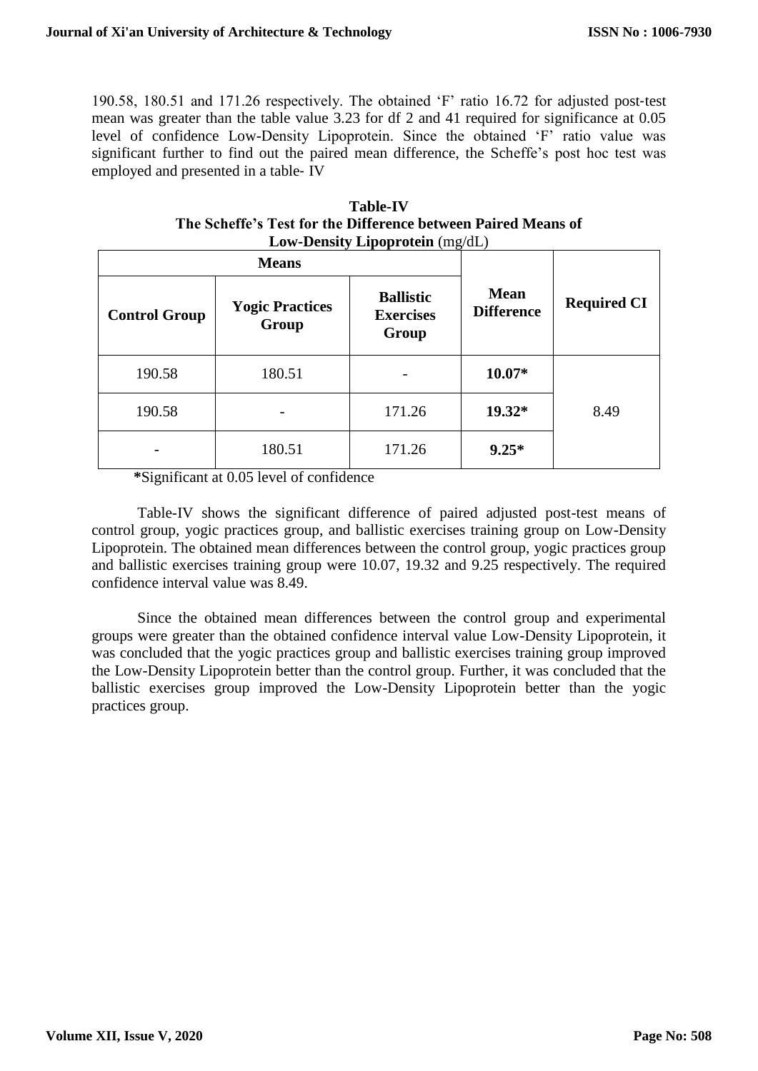190.58, 180.51 and 171.26 respectively. The obtained 'F' ratio 16.72 for adjusted post-test mean was greater than the table value 3.23 for df 2 and 41 required for significance at 0.05 level of confidence Low-Density Lipoprotein. Since the obtained 'F' ratio value was significant further to find out the paired mean difference, the Scheffe's post hoc test was employed and presented in a table- IV

**Table-IV**
**The Scheffe's Test for the Difference between Paired Means of Low-Density Lipoprotein** (mg/dL)

| Means | | | Mean Difference | Required CI |
|---|---|---|---|---|
| **Control Group** | **Yogic Practices Group** | **Ballistic Exercises Group** | | |
| 190.58 | 180.51 | - | **10.07*** | 8.49 |
| 190.58 | - | 171.26 | **19.32*** | |
| - | 180.51 | 171.26 | **9.25*** | |

***Significant at 0.05 level of confidence**

Table-IV shows the significant difference of paired adjusted post-test means of control group, yogic practices group, and ballistic exercises training group on Low-Density Lipoprotein. The obtained mean differences between the control group, yogic practices group and ballistic exercises training group were 10.07, 19.32 and 9.25 respectively. The required confidence interval value was 8.49.

Since the obtained mean differences between the control group and experimental groups were greater than the obtained confidence interval value Low-Density Lipoprotein, it was concluded that the yogic practices group and ballistic exercises training group improved the Low-Density Lipoprotein better than the control group. Further, it was concluded that the ballistic exercises group improved the Low-Density Lipoprotein better than the yogic practices group.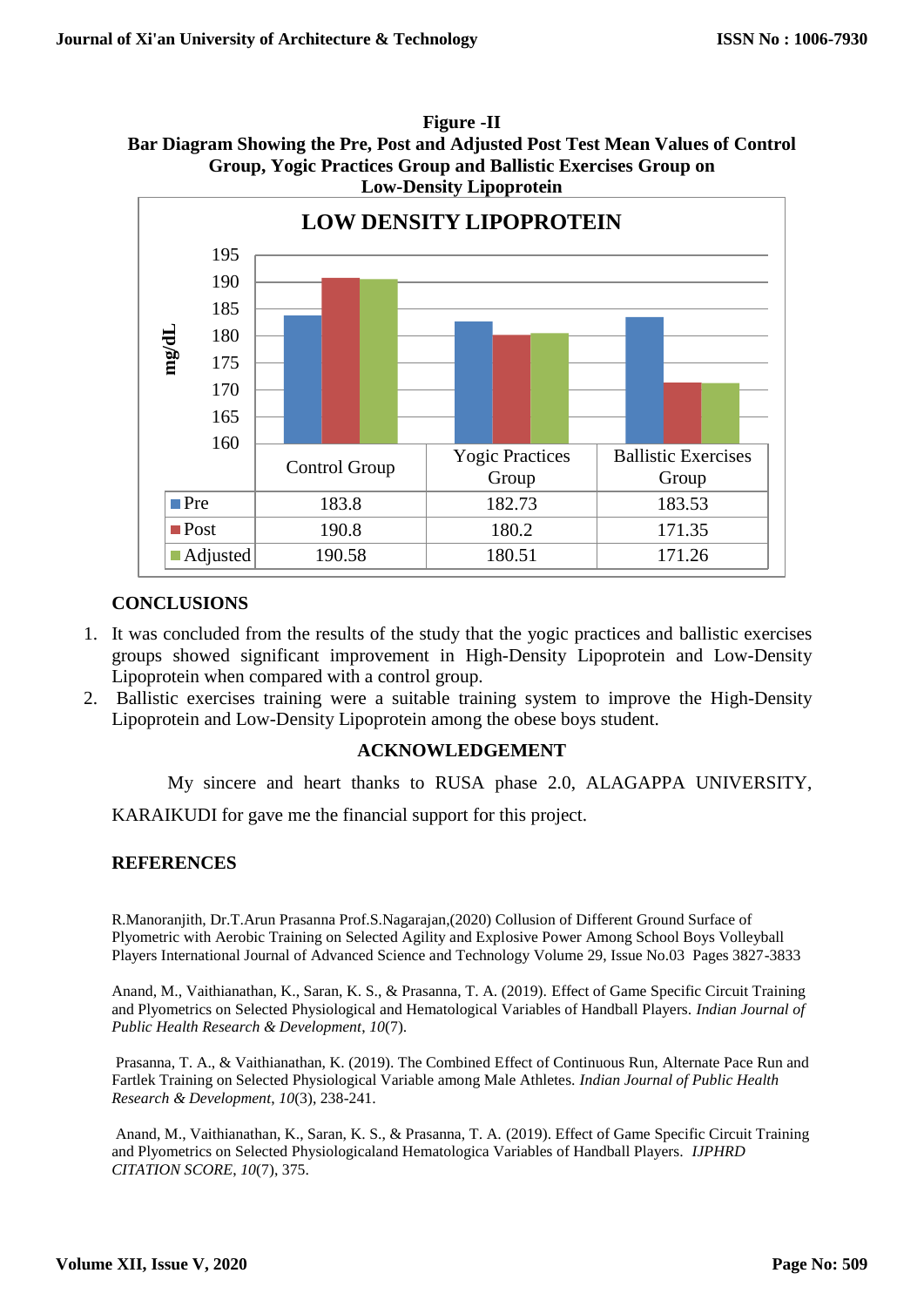**Figure -II**
**Bar Diagram Showing the Pre, Post and Adjusted Post Test Mean Values of Control Group, Yogic Practices Group and Ballistic Exercises Group on Low-Density Lipoprotein**

**LOW DENSITY LIPOPROTEIN**

| | Control Group | Yogic Practices Group | Ballistic Exercises Group |
|---|---|---|---|
| Pre | 183.8 | 182.73 | 183.53 |
| Post | 190.8 | 180.2 | 171.35 |
| Adjusted | 190.58 | 180.51 | 171.26 |

## CONCLUSIONS

1. It was concluded from the results of the study that the yogic practices and ballistic exercises groups showed significant improvement in High-Density Lipoprotein and Low-Density Lipoprotein when compared with a control group.
2. Ballistic exercises training were a suitable training system to improve the High-Density Lipoprotein and Low-Density Lipoprotein among the obese boys student.

## ACKNOWLEDGEMENT

My sincere and heart thanks to RUSA phase 2.0, ALAGAPPA UNIVERSITY, KARAIKUDI for gave me the financial support for this project.

## REFERENCES

R.Manoranjith, Dr.T.Arun Prasanna Prof.S.Nagarajan,(2020) Collusion of Different Ground Surface of Plyometric with Aerobic Training on Selected Agility and Explosive Power Among School Boys Volleyball Players International Journal of Advanced Science and Technology Volume 29, Issue No.03 Pages 3827-3833

Anand, M., Vaithianathan, K., Saran, K. S., & Prasanna, T. A. (2019). Effect of Game Specific Circuit Training and Plyometrics on Selected Physiological and Hematological Variables of Handball Players. *Indian Journal of Public Health Research & Development*, *10*(7).

Prasanna, T. A., & Vaithianathan, K. (2019). The Combined Effect of Continuous Run, Alternate Pace Run and Fartlek Training on Selected Physiological Variable among Male Athletes. *Indian Journal of Public Health Research & Development*, *10*(3), 238-241.

Anand, M., Vaithianathan, K., Saran, K. S., & Prasanna, T. A. (2019). Effect of Game Specific Circuit Training and Plyometrics on Selected Physiologicaland Hematologica Variables of Handball Players. *IJPHRD CITATION SCORE*, *10*(7), 375.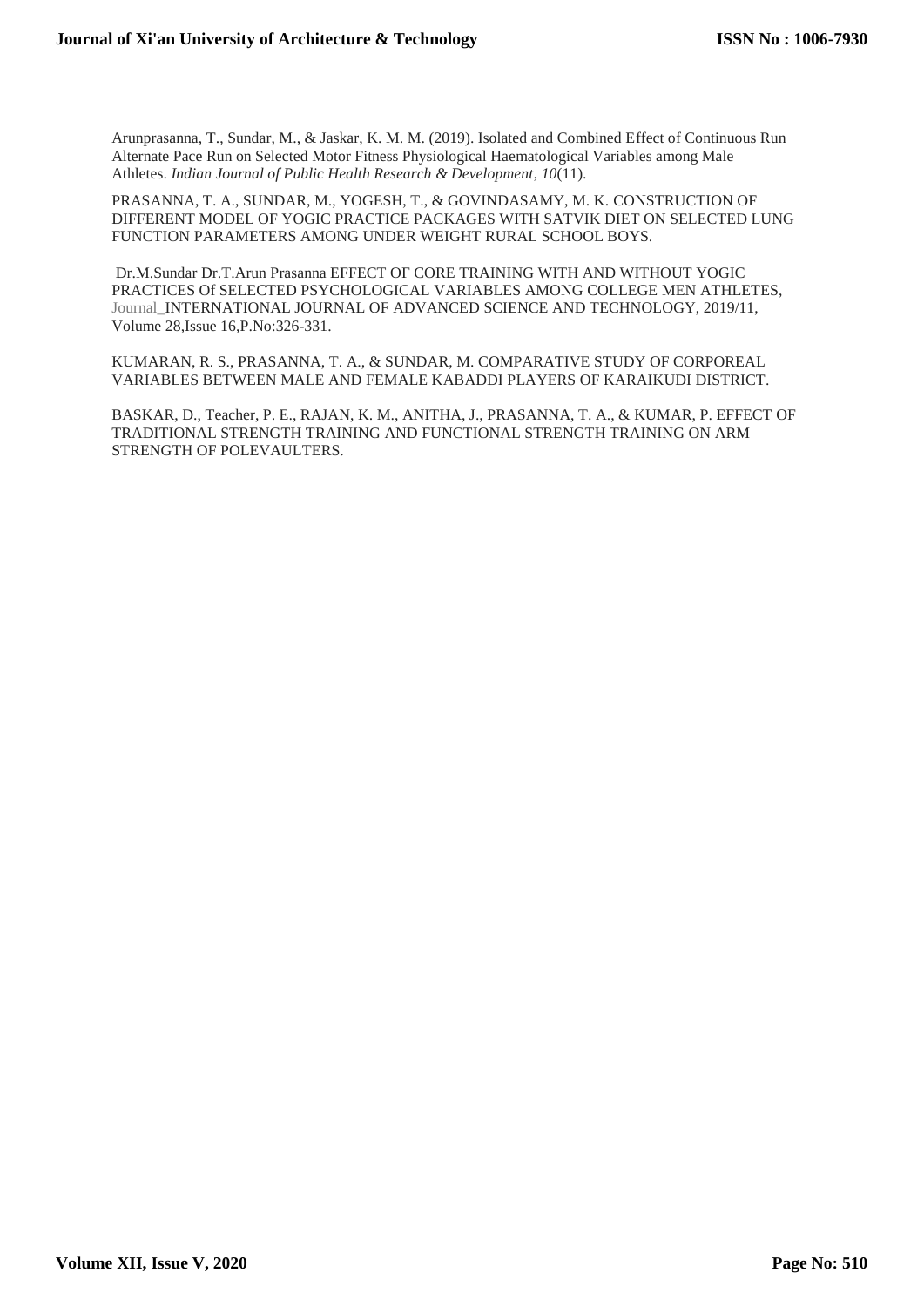Arunprasanna, T., Sundar, M., & Jaskar, K. M. M. (2019). Isolated and Combined Effect of Continuous Run Alternate Pace Run on Selected Motor Fitness Physiological Haematological Variables among Male Athletes. *Indian Journal of Public Health Research & Development*, *10*(11).

PRASANNA, T. A., SUNDAR, M., YOGESH, T., & GOVINDASAMY, M. K. CONSTRUCTION OF DIFFERENT MODEL OF YOGIC PRACTICE PACKAGES WITH SATVIK DIET ON SELECTED LUNG FUNCTION PARAMETERS AMONG UNDER WEIGHT RURAL SCHOOL BOYS.

Dr.M.Sundar Dr.T.Arun Prasanna EFFECT OF CORE TRAINING WITH AND WITHOUT YOGIC PRACTICES Of SELECTED PSYCHOLOGICAL VARIABLES AMONG COLLEGE MEN ATHLETES, Journal_INTERNATIONAL JOURNAL OF ADVANCED SCIENCE AND TECHNOLOGY, 2019/11, Volume 28,Issue 16,P.No:326-331.

KUMARAN, R. S., PRASANNA, T. A., & SUNDAR, M. COMPARATIVE STUDY OF CORPOREAL VARIABLES BETWEEN MALE AND FEMALE KABADDI PLAYERS OF KARAIKUDI DISTRICT.

BASKAR, D., Teacher, P. E., RAJAN, K. M., ANITHA, J., PRASANNA, T. A., & KUMAR, P. EFFECT OF TRADITIONAL STRENGTH TRAINING AND FUNCTIONAL STRENGTH TRAINING ON ARM STRENGTH OF POLEVAULTERS.